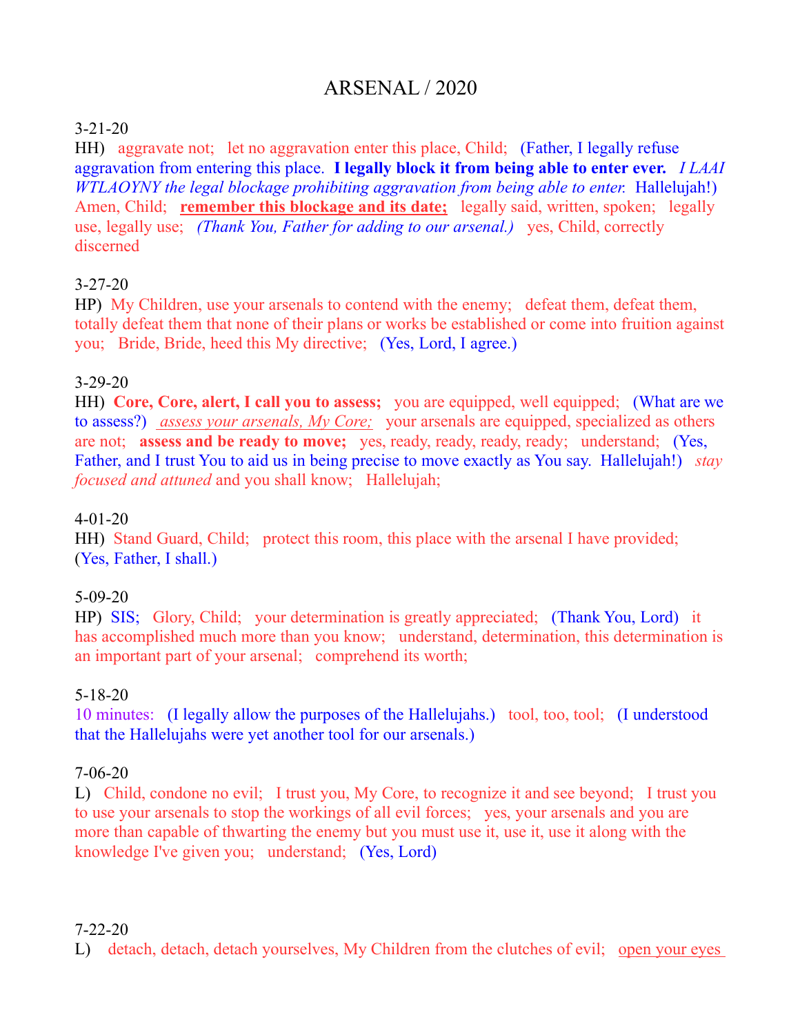# ARSENAL / 2020

3-21-20
HH) aggravate not; let no aggravation enter this place, Child; (Father, I legally refuse aggravation from entering this place. **I legally block it from being able to enter ever.** *I LAAI WTLAOYNY the legal blockage prohibiting aggravation from being able to enter.* Hallelujah!) Amen, Child; **remember this blockage and its date;** legally said, written, spoken; legally use, legally use; *(Thank You, Father for adding to our arsenal.)* yes, Child, correctly discerned

3-27-20
HP) My Children, use your arsenals to contend with the enemy; defeat them, defeat them, totally defeat them that none of their plans or works be established or come into fruition against you; Bride, Bride, heed this My directive; (Yes, Lord, I agree.)

3-29-20
HH) **Core, Core, alert, I call you to assess;** you are equipped, well equipped; (What are we to assess?) *assess your arsenals, My Core;* your arsenals are equipped, specialized as others are not; **assess and be ready to move;** yes, ready, ready, ready, ready; understand; (Yes, Father, and I trust You to aid us in being precise to move exactly as You say. Hallelujah!) *stay focused and attuned* and you shall know; Hallelujah;

4-01-20
HH) Stand Guard, Child; protect this room, this place with the arsenal I have provided; (Yes, Father, I shall.)

5-09-20
HP) SIS; Glory, Child; your determination is greatly appreciated; (Thank You, Lord) it has accomplished much more than you know; understand, determination, this determination is an important part of your arsenal; comprehend its worth;

5-18-20
10 minutes: (I legally allow the purposes of the Hallelujahs.) tool, too, tool; (I understood that the Hallelujahs were yet another tool for our arsenals.)

7-06-20
L) Child, condone no evil; I trust you, My Core, to recognize it and see beyond; I trust you to use your arsenals to stop the workings of all evil forces; yes, your arsenals and you are more than capable of thwarting the enemy but you must use it, use it, use it along with the knowledge I've given you; understand; (Yes, Lord)

7-22-20
L) detach, detach, detach yourselves, My Children from the clutches of evil; open your eyes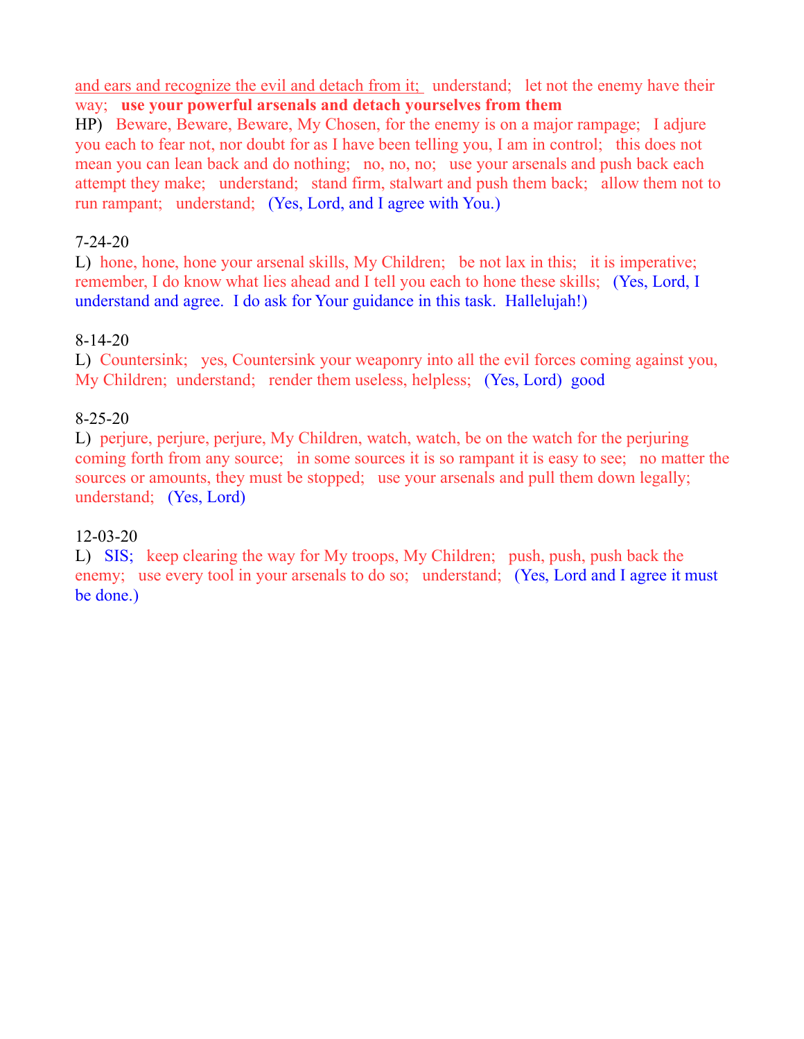and ears and recognize the evil and detach from it;   understand;   let not the enemy have their way;   **use your powerful arsenals and detach yourselves from them**

HP)   Beware, Beware, Beware, My Chosen, for the enemy is on a major rampage;   I adjure you each to fear not, nor doubt for as I have been telling you, I am in control;   this does not mean you can lean back and do nothing;   no, no, no;   use your arsenals and push back each attempt they make;   understand;   stand firm, stalwart and push them back;   allow them not to run rampant;   understand;   (Yes, Lord, and I agree with You.)

7-24-20

L)  hone, hone, hone your arsenal skills, My Children;   be not lax in this;   it is imperative;   remember, I do know what lies ahead and I tell you each to hone these skills;   (Yes, Lord, I understand and agree.  I do ask for Your guidance in this task.  Hallelujah!)

8-14-20

L)  Countersink;   yes, Countersink your weaponry into all the evil forces coming against you, My Children;  understand;   render them useless, helpless;   (Yes, Lord)  good

8-25-20

L)  perjure, perjure, perjure, My Children, watch, watch, be on the watch for the perjuring coming forth from any source;   in some sources it is so rampant it is easy to see;   no matter the sources or amounts, they must be stopped;   use your arsenals and pull them down legally;   understand;   (Yes, Lord)

12-03-20

L)   SIS;   keep clearing the way for My troops, My Children;   push, push, push back the enemy;   use every tool in your arsenals to do so;   understand;   (Yes, Lord and I agree it must be done.)